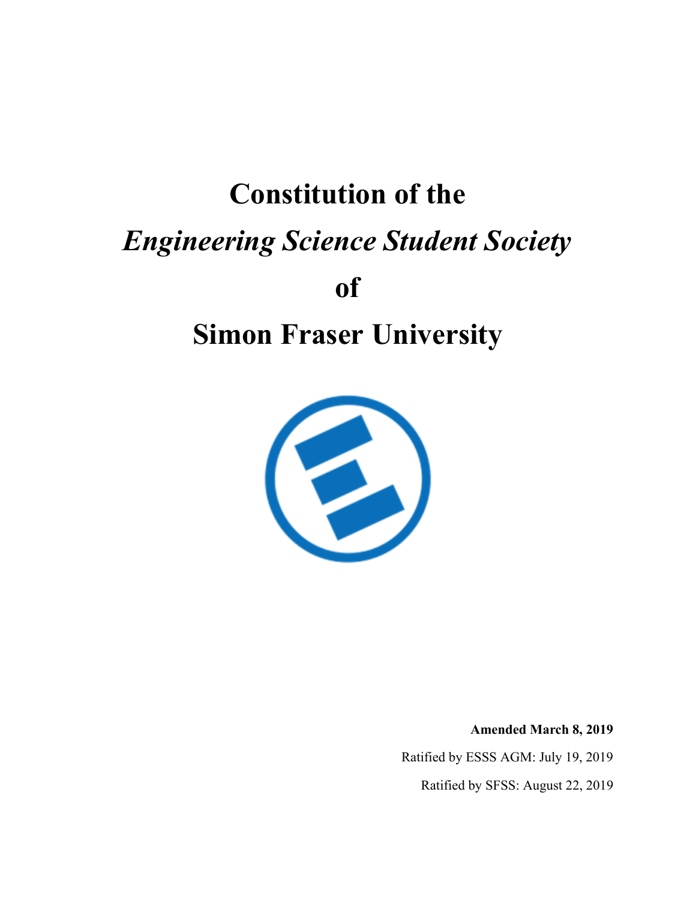# Constitution of the

# *Engineering Science Student Society*

# of

# Simon Fraser University

**Amended March 8, 2019**

Ratified by ESSS AGM: July 19, 2019

Ratified by SFSS: August 22, 2019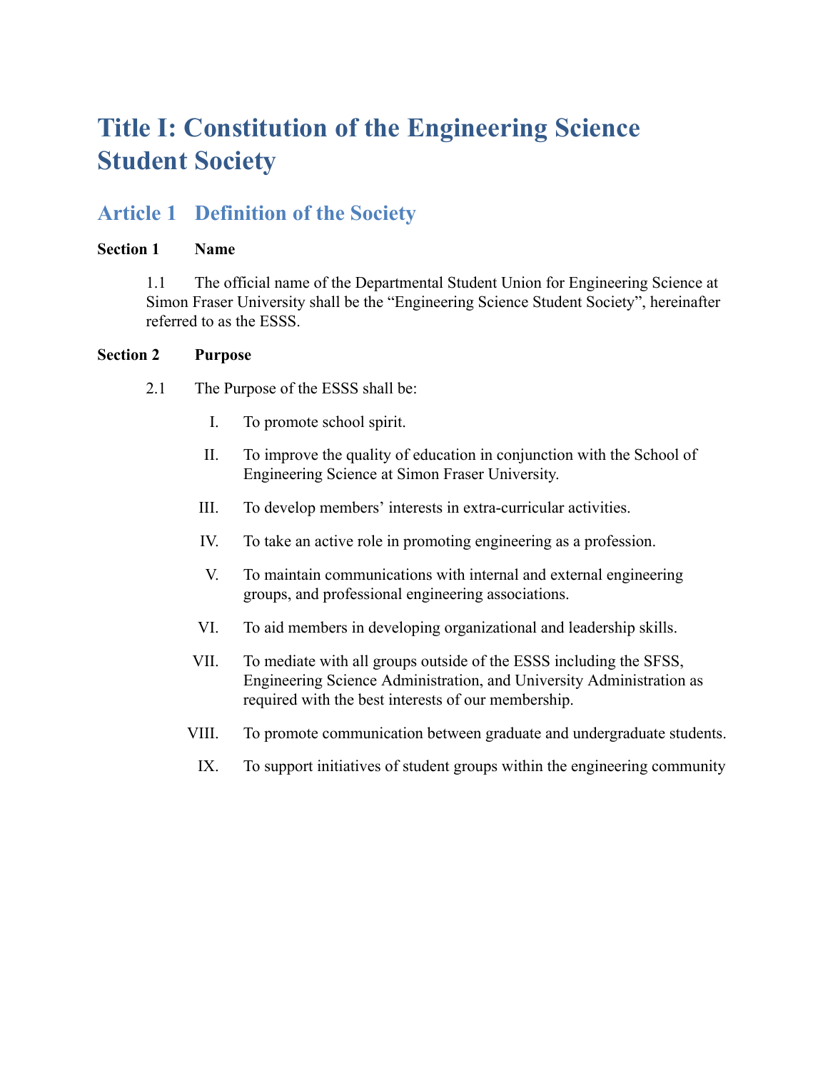# Title I: Constitution of the Engineering Science Student Society

## Article 1 Definition of the Society

**Section 1 Name**

1.1 The official name of the Departmental Student Union for Engineering Science at Simon Fraser University shall be the "Engineering Science Student Society", hereinafter referred to as the ESSS.

**Section 2 Purpose**

2.1 The Purpose of the ESSS shall be:

I. To promote school spirit.

II. To improve the quality of education in conjunction with the School of Engineering Science at Simon Fraser University.

III. To develop members' interests in extra-curricular activities.

IV. To take an active role in promoting engineering as a profession.

V. To maintain communications with internal and external engineering groups, and professional engineering associations.

VI. To aid members in developing organizational and leadership skills.

VII. To mediate with all groups outside of the ESSS including the SFSS, Engineering Science Administration, and University Administration as required with the best interests of our membership.

VIII. To promote communication between graduate and undergraduate students.

IX. To support initiatives of student groups within the engineering community